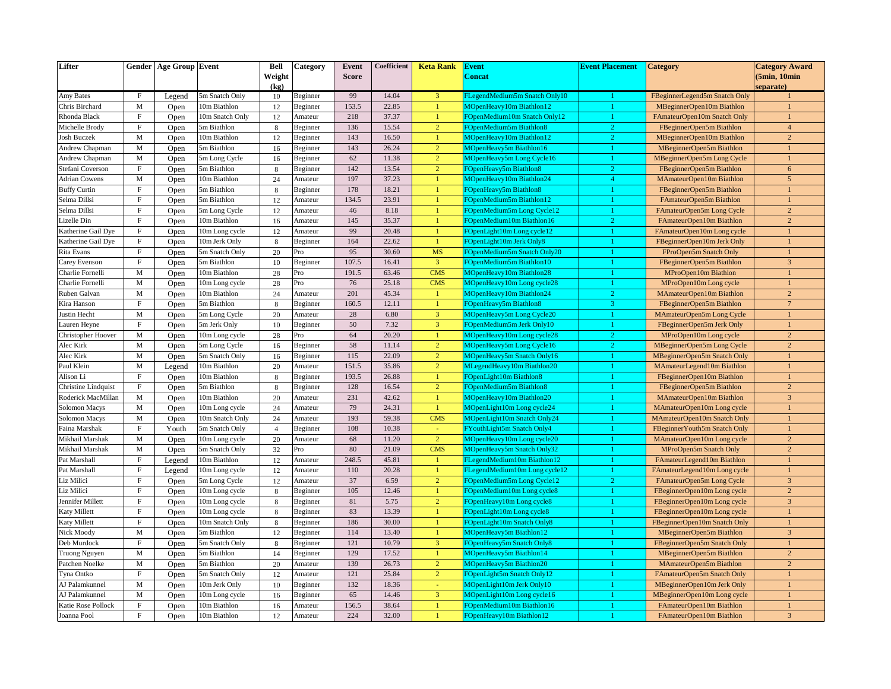| Lifter | Gender | Age Group | Event | Bell Weight (kg) | Category | Event Score | Coefficient | Keta Rank | Event Concat | Event Placement | Category | Category Award (5min, 10min separate) |
|---|---|---|---|---|---|---|---|---|---|---|---|---|
| Amy Bates | F | Legend | 5m Snatch Only | 10 | Beginner | 99 | 14.04 | 3 | FLegendMedium5m Snatch Only10 | 1 | FBeginnerLegend5m Snatch Only | 1 |
| Chris Birchard | M | Open | 10m Biathlon | 12 | Beginner | 153.5 | 22.85 | 1 | MOpenHeavy10m Biathlon12 | 1 | MBeginnerOpen10m Biathlon | 1 |
| Rhonda Black | F | Open | 10m Snatch Only | 12 | Amateur | 218 | 37.37 | 1 | FOpenMedium10m Snatch Only12 | 1 | FAmateurOpen10m Snatch Only | 1 |
| Michelle Brody | F | Open | 5m Biathlon | 8 | Beginner | 136 | 15.54 | 2 | FOpenMedium5m Biathlon8 | 2 | FBeginnerOpen5m Biathlon | 4 |
| Josh Buczek | M | Open | 10m Biathlon | 12 | Beginner | 143 | 16.50 | 1 | MOpenHeavy10m Biathlon12 | 2 | MBeginnerOpen10m Biathlon | 2 |
| Andrew Chapman | M | Open | 5m Biathlon | 16 | Beginner | 143 | 26.24 | 2 | MOpenHeavy5m Biathlon16 | 1 | MBeginnerOpen5m Biathlon | 1 |
| Andrew Chapman | M | Open | 5m Long Cycle | 16 | Beginner | 62 | 11.38 | 2 | MOpenHeavy5m Long Cycle16 | 1 | MBeginnerOpen5m Long Cycle | 1 |
| Stefani Coverson | F | Open | 5m Biathlon | 8 | Beginner | 142 | 13.54 | 2 | FOpenHeavy5m Biathlon8 | 2 | FBeginnerOpen5m Biathlon | 6 |
| Adrian Cowens | M | Open | 10m Biathlon | 24 | Amateur | 197 | 37.23 | 1 | MOpenHeavy10m Biathlon24 | 4 | MAmateurOpen10m Biathlon | 5 |
| Buffy Curtin | F | Open | 5m Biathlon | 8 | Beginner | 178 | 18.21 | 1 | FOpenHeavy5m Biathlon8 | 1 | FBeginnerOpen5m Biathlon | 1 |
| Selma Dillsi | F | Open | 5m Biathlon | 12 | Amateur | 134.5 | 23.91 | 1 | FOpenMedium5m Biathlon12 | 1 | FAmateurOpen5m Biathlon | 1 |
| Selma Dillsi | F | Open | 5m Long Cycle | 12 | Amateur | 46 | 8.18 | 1 | FOpenMedium5m Long Cycle12 | 1 | FAmateurOpen5m Long Cycle | 2 |
| Lizelle Din | F | Open | 10m Biathlon | 16 | Amateur | 145 | 35.37 | 1 | FOpenMedium10m Biathlon16 | 2 | FAmateurOpen10m Biathlon | 2 |
| Katherine Gail Dye | F | Open | 10m Long cycle | 12 | Amateur | 99 | 20.48 | 1 | FOpenLight10m Long cycle12 | 1 | FAmateurOpen10m Long cycle | 1 |
| Katherine Gail Dye | F | Open | 10m Jerk Only | 8 | Beginner | 164 | 22.62 | 1 | FOpenLight10m Jerk Only8 | 1 | FBeginnerOpen10m Jerk Only | 1 |
| Rita Evans | F | Open | 5m Snatch Only | 20 | Pro | 95 | 30.60 | MS | FOpenMedium5m Snatch Only20 | 1 | FProOpen5m Snatch Only | 1 |
| Carey Evenson | F | Open | 5m Biathlon | 10 | Beginner | 107.5 | 16.41 | 3 | FOpenMedium5m Biathlon10 | 1 | FBeginnerOpen5m Biathlon | 3 |
| Charlie Fornelli | M | Open | 10m Biathlon | 28 | Pro | 191.5 | 63.46 | CMS | MOpenHeavy10m Biathlon28 | 1 | MProOpen10m Biathlon | 1 |
| Charlie Fornelli | M | Open | 10m Long cycle | 28 | Pro | 76 | 25.18 | CMS | MOpenHeavy10m Long cycle28 | 1 | MProOpen10m Long cycle | 1 |
| Ruben Galvan | M | Open | 10m Biathlon | 24 | Amateur | 201 | 45.34 | 1 | MOpenHeavy10m Biathlon24 | 2 | MAmateurOpen10m Biathlon | 2 |
| Kira Hanson | F | Open | 5m Biathlon | 8 | Beginner | 160.5 | 12.11 | 1 | FOpenHeavy5m Biathlon8 | 3 | FBeginnerOpen5m Biathlon | 7 |
| Justin Hecht | M | Open | 5m Long Cycle | 20 | Amateur | 28 | 6.80 | 3 | MOpenHeavy5m Long Cycle20 | 1 | MAmateurOpen5m Long Cycle | 1 |
| Lauren Heyne | F | Open | 5m Jerk Only | 10 | Beginner | 50 | 7.32 | 3 | FOpenMedium5m Jerk Only10 | 1 | FBeginnerOpen5m Jerk Only | 1 |
| Christopher Hoover | M | Open | 10m Long cycle | 28 | Pro | 64 | 20.20 | 1 | MOpenHeavy10m Long cycle28 | 2 | MProOpen10m Long cycle | 2 |
| Alec Kirk | M | Open | 5m Long Cycle | 16 | Beginner | 58 | 11.14 | 2 | MOpenHeavy5m Long Cycle16 | 2 | MBeginnerOpen5m Long Cycle | 2 |
| Alec Kirk | M | Open | 5m Snatch Only | 16 | Beginner | 115 | 22.09 | 2 | MOpenHeavy5m Snatch Only16 | 1 | MBeginnerOpen5m Snatch Only | 1 |
| Paul Klein | M | Legend | 10m Biathlon | 20 | Amateur | 151.5 | 35.86 | 2 | MLegendHeavy10m Biathlon20 | 1 | MAmateurLegend10m Biathlon | 1 |
| Alison Li | F | Open | 10m Biathlon | 8 | Beginner | 193.5 | 26.88 | 1 | FOpenLight10m Biathlon8 | 1 | FBeginnerOpen10m Biathlon | 1 |
| Christine Lindquist | F | Open | 5m Biathlon | 8 | Beginner | 128 | 16.54 | 2 | FOpenMedium5m Biathlon8 | 1 | FBeginnerOpen5m Biathlon | 2 |
| Roderick MacMillan | M | Open | 10m Biathlon | 20 | Amateur | 231 | 42.62 | 1 | MOpenHeavy10m Biathlon20 | 1 | MAmateurOpen10m Biathlon | 3 |
| Solomon Macys | M | Open | 10m Long cycle | 24 | Amateur | 79 | 24.31 | 1 | MOpenLight10m Long cycle24 | 1 | MAmateurOpen10m Long cycle | 1 |
| Solomon Macys | M | Open | 10m Snatch Only | 24 | Amateur | 193 | 59.38 | CMS | MOpenLight10m Snatch Only24 | 1 | MAmateurOpen10m Snatch Only | 1 |
| Faina Marshak | F | Youth | 5m Snatch Only | 4 | Beginner | 108 | 10.38 | - | FYouthLight5m Snatch Only4 | 1 | FBeginnerYouth5m Snatch Only | 1 |
| Mikhail Marshak | M | Open | 10m Long cycle | 20 | Amateur | 68 | 11.20 | 2 | MOpenHeavy10m Long cycle20 | 1 | MAmateurOpen10m Long cycle | 2 |
| Mikhail Marshak | M | Open | 5m Snatch Only | 32 | Pro | 80 | 21.09 | CMS | MOpenHeavy5m Snatch Only32 | 1 | MProOpen5m Snatch Only | 2 |
| Pat Marshall | F | Legend | 10m Biathlon | 12 | Amateur | 248.5 | 45.81 | 1 | FLegendMedium10m Biathlon12 | 1 | FAmateurLegend10m Biathlon | 1 |
| Pat Marshall | F | Legend | 10m Long cycle | 12 | Amateur | 110 | 20.28 | 1 | FLegendMedium10m Long cycle12 | 1 | FAmateurLegend10m Long cycle | 1 |
| Liz Milici | F | Open | 5m Long Cycle | 12 | Amateur | 37 | 6.59 | 2 | FOpenMedium5m Long Cycle12 | 2 | FAmateurOpen5m Long Cycle | 3 |
| Liz Milici | F | Open | 10m Long cycle | 8 | Beginner | 105 | 12.46 | 1 | FOpenMedium10m Long cycle8 | 1 | FBeginnerOpen10m Long cycle | 2 |
| Jennifer Millett | F | Open | 10m Long cycle | 8 | Beginner | 81 | 5.75 | 2 | FOpenHeavy10m Long cycle8 | 1 | FBeginnerOpen10m Long cycle | 3 |
| Katy Millett | F | Open | 10m Long cycle | 8 | Beginner | 83 | 13.39 | 1 | FOpenLight10m Long cycle8 | 1 | FBeginnerOpen10m Long cycle | 1 |
| Katy Millett | F | Open | 10m Snatch Only | 8 | Beginner | 186 | 30.00 | 1 | FOpenLight10m Snatch Only8 | 1 | FBeginnerOpen10m Snatch Only | 1 |
| Nick Moody | M | Open | 5m Biathlon | 12 | Beginner | 114 | 13.40 | 1 | MOpenHeavy5m Biathlon12 | 1 | MBeginnerOpen5m Biathlon | 3 |
| Deb Murdock | F | Open | 5m Snatch Only | 8 | Beginner | 121 | 10.79 | 3 | FOpenHeavy5m Snatch Only8 | 1 | FBeginnerOpen5m Snatch Only | 1 |
| Truong Nguyen | M | Open | 5m Biathlon | 14 | Beginner | 129 | 17.52 | 1 | MOpenHeavy5m Biathlon14 | 1 | MBeginnerOpen5m Biathlon | 2 |
| Patchen Noelke | M | Open | 5m Biathlon | 20 | Amateur | 139 | 26.73 | 2 | MOpenHeavy5m Biathlon20 | 1 | MAmateurOpen5m Biathlon | 2 |
| Tyna Ontko | F | Open | 5m Snatch Only | 12 | Amateur | 121 | 25.84 | 2 | FOpenLight5m Snatch Only12 | 1 | FAmateurOpen5m Snatch Only | 1 |
| AJ Palamkunnel | M | Open | 10m Jerk Only | 10 | Beginner | 132 | 18.36 | - | MOpenLight10m Jerk Only10 | 1 | MBeginnerOpen10m Jerk Only | 1 |
| AJ Palamkunnel | M | Open | 10m Long cycle | 16 | Beginner | 65 | 14.46 | 3 | MOpenLight10m Long cycle16 | 1 | MBeginnerOpen10m Long cycle | 1 |
| Katie Rose Pollock | F | Open | 10m Biathlon | 16 | Amateur | 156.5 | 38.64 | 1 | FOpenMedium10m Biathlon16 | 1 | FAmateurOpen10m Biathlon | 1 |
| Joanna Pool | F | Open | 10m Biathlon | 12 | Amateur | 224 | 32.00 | 1 | FOpenHeavy10m Biathlon12 | 1 | FAmateurOpen10m Biathlon | 3 |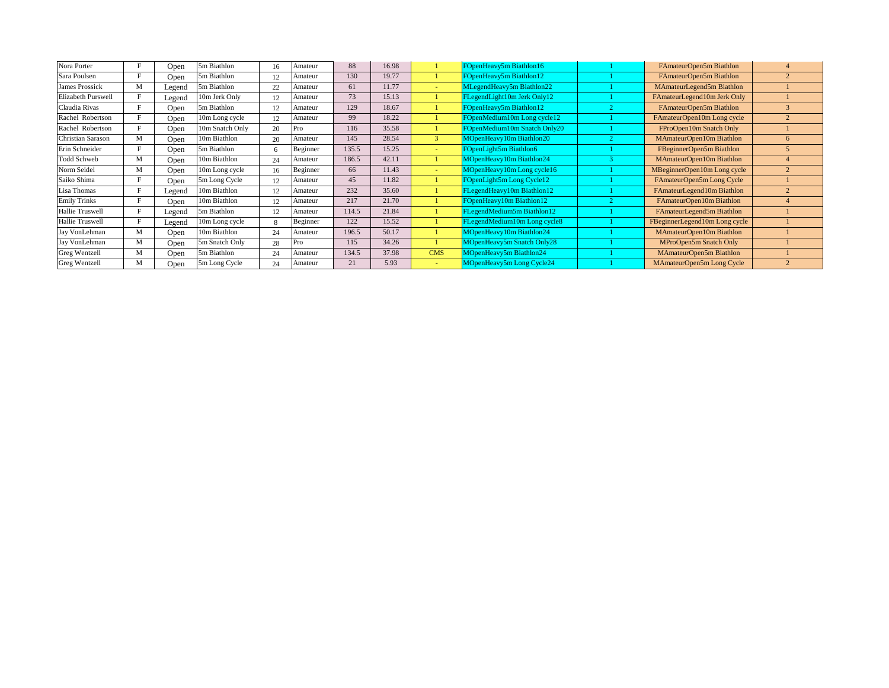| | | | | | | | | | | | | |
|---|---|---|---|---|---|---|---|---|---|---|---|---|
| Nora Porter | F | Open | 5m Biathlon | 16 | Amateur | 88 | 16.98 | 1 | FOpenHeavy5m Biathlon16 | 1 | FAmateurOpen5m Biathlon | 4 |
| Sara Poulsen | F | Open | 5m Biathlon | 12 | Amateur | 130 | 19.77 | 1 | FOpenHeavy5m Biathlon12 | 1 | FAmateurOpen5m Biathlon | 2 |
| James Prossick | M | Legend | 5m Biathlon | 22 | Amateur | 61 | 11.77 | - | MLegendHeavy5m Biathlon22 | 1 | MAmateurLegend5m Biathlon | 1 |
| Elizabeth Purswell | F | Legend | 10m Jerk Only | 12 | Amateur | 73 | 15.13 | 1 | FLegendLight10m Jerk Only12 | 1 | FAmateurLegend10m Jerk Only | 1 |
| Claudia Rivas | F | Open | 5m Biathlon | 12 | Amateur | 129 | 18.67 | 1 | FOpenHeavy5m Biathlon12 | 2 | FAmateurOpen5m Biathlon | 3 |
| Rachel Robertson | F | Open | 10m Long cycle | 12 | Amateur | 99 | 18.22 | 1 | FOpenMedium10m Long cycle12 | 1 | FAmateurOpen10m Long cycle | 2 |
| Rachel Robertson | F | Open | 10m Snatch Only | 20 | Pro | 116 | 35.58 | 1 | FOpenMedium10m Snatch Only20 | 1 | FProOpen10m Snatch Only | 1 |
| Christian Sarason | M | Open | 10m Biathlon | 20 | Amateur | 145 | 28.54 | 3 | MOpenHeavy10m Biathlon20 | 2 | MAmateurOpen10m Biathlon | 6 |
| Erin Schneider | F | Open | 5m Biathlon | 6 | Beginner | 135.5 | 15.25 | - | FOpenLight5m Biathlon6 | 1 | FBeginnerOpen5m Biathlon | 5 |
| Todd Schweb | M | Open | 10m Biathlon | 24 | Amateur | 186.5 | 42.11 | 1 | MOpenHeavy10m Biathlon24 | 3 | MAmateurOpen10m Biathlon | 4 |
| Norm Seidel | M | Open | 10m Long cycle | 16 | Beginner | 66 | 11.43 | - | MOpenHeavy10m Long cycle16 | 1 | MBeginnerOpen10m Long cycle | 2 |
| Saiko Shima | F | Open | 5m Long Cycle | 12 | Amateur | 45 | 11.82 | 1 | FOpenLight5m Long Cycle12 | 1 | FAmateurOpen5m Long Cycle | 1 |
| Lisa Thomas | F | Legend | 10m Biathlon | 12 | Amateur | 232 | 35.60 | 1 | FLegendHeavy10m Biathlon12 | 1 | FAmateurLegend10m Biathlon | 2 |
| Emily Trinks | F | Open | 10m Biathlon | 12 | Amateur | 217 | 21.70 | 1 | FOpenHeavy10m Biathlon12 | 2 | FAmateurOpen10m Biathlon | 4 |
| Hallie Truswell | F | Legend | 5m Biathlon | 12 | Amateur | 114.5 | 21.84 | 1 | FLegendMedium5m Biathlon12 | 1 | FAmateurLegend5m Biathlon | 1 |
| Hallie Truswell | F | Legend | 10m Long cycle | 8 | Beginner | 122 | 15.52 | 1 | FLegendMedium10m Long cycle8 | 1 | FBeginnerLegend10m Long cycle | 1 |
| Jay VonLehman | M | Open | 10m Biathlon | 24 | Amateur | 196.5 | 50.17 | 1 | MOpenHeavy10m Biathlon24 | 1 | MAmateurOpen10m Biathlon | 1 |
| Jay VonLehman | M | Open | 5m Snatch Only | 28 | Pro | 115 | 34.26 | 1 | MOpenHeavy5m Snatch Only28 | 1 | MProOpen5m Snatch Only | 1 |
| Greg Wentzell | M | Open | 5m Biathlon | 24 | Amateur | 134.5 | 37.98 | CMS | MOpenHeavy5m Biathlon24 | 1 | MAmateurOpen5m Biathlon | 1 |
| Greg Wentzell | M | Open | 5m Long Cycle | 24 | Amateur | 21 | 5.93 | - | MOpenHeavy5m Long Cycle24 | 1 | MAmateurOpen5m Long Cycle | 2 |